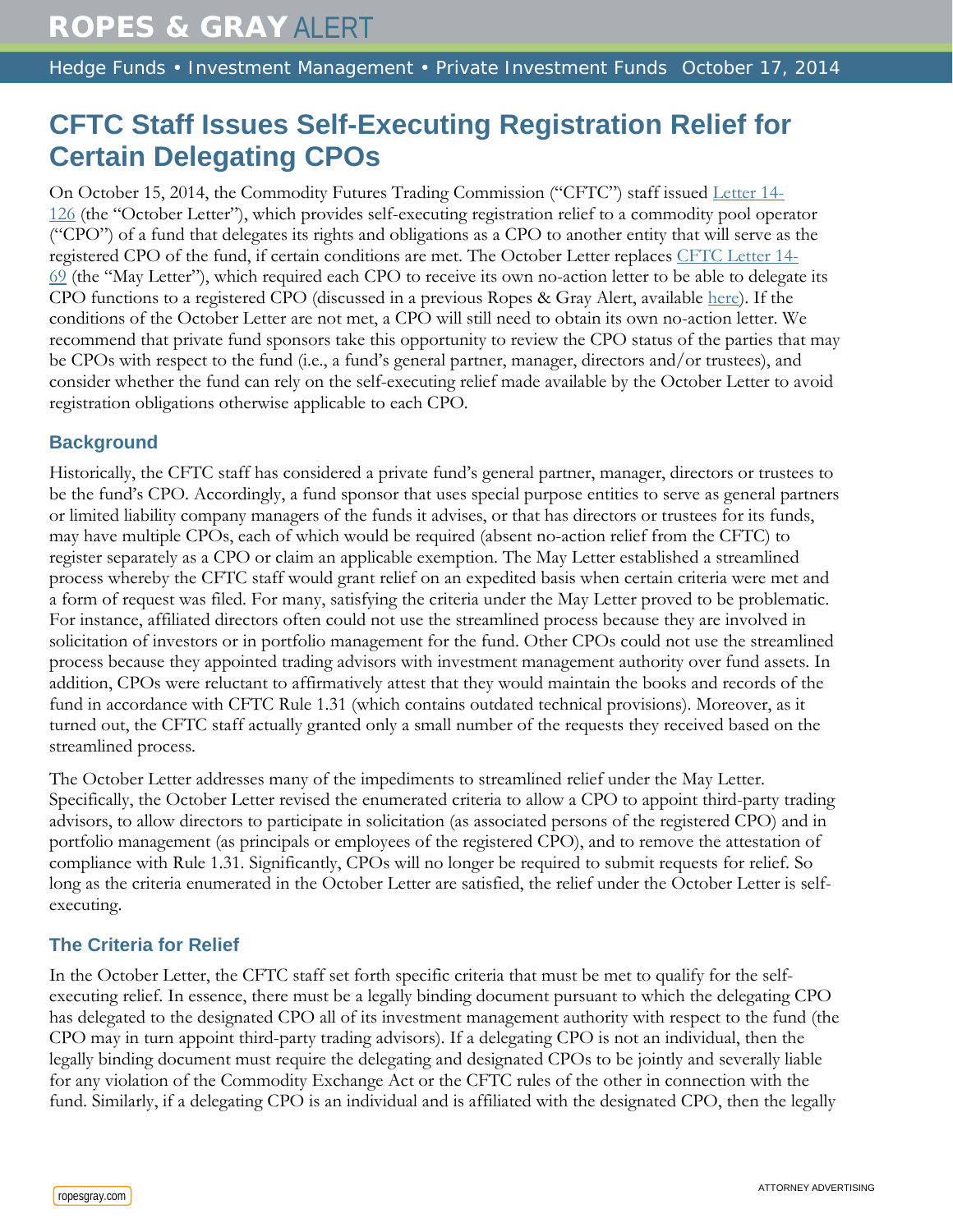# ROPES & GRAY ALERT

Hedge Funds • Investment Management • Private Investment Funds October 17, 2014

## CFTC Staff Issues Self-Executing Registration Relief for Certain Delegating CPOs

On October 15, 2014, the Commodity Futures Trading Commission ("CFTC") staff issued Letter 14-126 (the "October Letter"), which provides self-executing registration relief to a commodity pool operator ("CPO") of a fund that delegates its rights and obligations as a CPO to another entity that will serve as the registered CPO of the fund, if certain conditions are met. The October Letter replaces CFTC Letter 14-69 (the "May Letter"), which required each CPO to receive its own no-action letter to be able to delegate its CPO functions to a registered CPO (discussed in a previous Ropes & Gray Alert, available here). If the conditions of the October Letter are not met, a CPO will still need to obtain its own no-action letter. We recommend that private fund sponsors take this opportunity to review the CPO status of the parties that may be CPOs with respect to the fund (i.e., a fund's general partner, manager, directors and/or trustees), and consider whether the fund can rely on the self-executing relief made available by the October Letter to avoid registration obligations otherwise applicable to each CPO.

### Background

Historically, the CFTC staff has considered a private fund's general partner, manager, directors or trustees to be the fund's CPO. Accordingly, a fund sponsor that uses special purpose entities to serve as general partners or limited liability company managers of the funds it advises, or that has directors or trustees for its funds, may have multiple CPOs, each of which would be required (absent no-action relief from the CFTC) to register separately as a CPO or claim an applicable exemption. The May Letter established a streamlined process whereby the CFTC staff would grant relief on an expedited basis when certain criteria were met and a form of request was filed. For many, satisfying the criteria under the May Letter proved to be problematic. For instance, affiliated directors often could not use the streamlined process because they are involved in solicitation of investors or in portfolio management for the fund. Other CPOs could not use the streamlined process because they appointed trading advisors with investment management authority over fund assets. In addition, CPOs were reluctant to affirmatively attest that they would maintain the books and records of the fund in accordance with CFTC Rule 1.31 (which contains outdated technical provisions). Moreover, as it turned out, the CFTC staff actually granted only a small number of the requests they received based on the streamlined process.

The October Letter addresses many of the impediments to streamlined relief under the May Letter. Specifically, the October Letter revised the enumerated criteria to allow a CPO to appoint third-party trading advisors, to allow directors to participate in solicitation (as associated persons of the registered CPO) and in portfolio management (as principals or employees of the registered CPO), and to remove the attestation of compliance with Rule 1.31. Significantly, CPOs will no longer be required to submit requests for relief. So long as the criteria enumerated in the October Letter are satisfied, the relief under the October Letter is self-executing.

### The Criteria for Relief

In the October Letter, the CFTC staff set forth specific criteria that must be met to qualify for the self-executing relief. In essence, there must be a legally binding document pursuant to which the delegating CPO has delegated to the designated CPO all of its investment management authority with respect to the fund (the CPO may in turn appoint third-party trading advisors). If a delegating CPO is not an individual, then the legally binding document must require the delegating and designated CPOs to be jointly and severally liable for any violation of the Commodity Exchange Act or the CFTC rules of the other in connection with the fund. Similarly, if a delegating CPO is an individual and is affiliated with the designated CPO, then the legally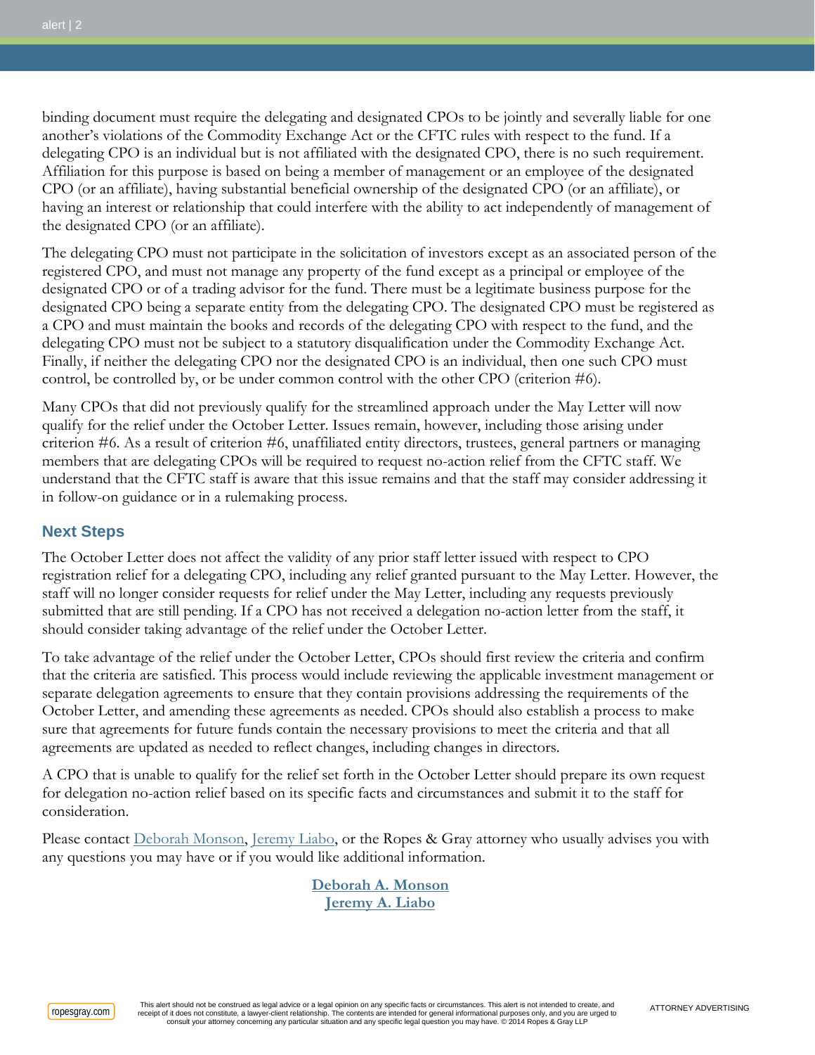binding document must require the delegating and designated CPOs to be jointly and severally liable for one another's violations of the Commodity Exchange Act or the CFTC rules with respect to the fund. If a delegating CPO is an individual but is not affiliated with the designated CPO, there is no such requirement. Affiliation for this purpose is based on being a member of management or an employee of the designated CPO (or an affiliate), having substantial beneficial ownership of the designated CPO (or an affiliate), or having an interest or relationship that could interfere with the ability to act independently of management of the designated CPO (or an affiliate).

The delegating CPO must not participate in the solicitation of investors except as an associated person of the registered CPO, and must not manage any property of the fund except as a principal or employee of the designated CPO or of a trading advisor for the fund. There must be a legitimate business purpose for the designated CPO being a separate entity from the delegating CPO. The designated CPO must be registered as a CPO and must maintain the books and records of the delegating CPO with respect to the fund, and the delegating CPO must not be subject to a statutory disqualification under the Commodity Exchange Act. Finally, if neither the delegating CPO nor the designated CPO is an individual, then one such CPO must control, be controlled by, or be under common control with the other CPO (criterion #6).

Many CPOs that did not previously qualify for the streamlined approach under the May Letter will now qualify for the relief under the October Letter. Issues remain, however, including those arising under criterion #6. As a result of criterion #6, unaffiliated entity directors, trustees, general partners or managing members that are delegating CPOs will be required to request no-action relief from the CFTC staff. We understand that the CFTC staff is aware that this issue remains and that the staff may consider addressing it in follow-on guidance or in a rulemaking process.

## Next Steps

The October Letter does not affect the validity of any prior staff letter issued with respect to CPO registration relief for a delegating CPO, including any relief granted pursuant to the May Letter. However, the staff will no longer consider requests for relief under the May Letter, including any requests previously submitted that are still pending. If a CPO has not received a delegation no-action letter from the staff, it should consider taking advantage of the relief under the October Letter.

To take advantage of the relief under the October Letter, CPOs should first review the criteria and confirm that the criteria are satisfied. This process would include reviewing the applicable investment management or separate delegation agreements to ensure that they contain provisions addressing the requirements of the October Letter, and amending these agreements as needed. CPOs should also establish a process to make sure that agreements for future funds contain the necessary provisions to meet the criteria and that all agreements are updated as needed to reflect changes, including changes in directors.

A CPO that is unable to qualify for the relief set forth in the October Letter should prepare its own request for delegation no-action relief based on its specific facts and circumstances and submit it to the staff for consideration.

Please contact Deborah Monson, Jeremy Liabo, or the Ropes & Gray attorney who usually advises you with any questions you may have or if you would like additional information.

**Deborah A. Monson**
**Jeremy A. Liabo**

This alert should not be construed as legal advice or a legal opinion on any specific facts or circumstances. This alert is not intended to create, and receipt of it does not constitute, a lawyer-client relationship. The contents are intended for general informational purposes only, and you are urged to consult your attorney concerning any particular situation and any specific legal question you may have. © 2014 Ropes & Gray LLP

ATTORNEY ADVERTISING